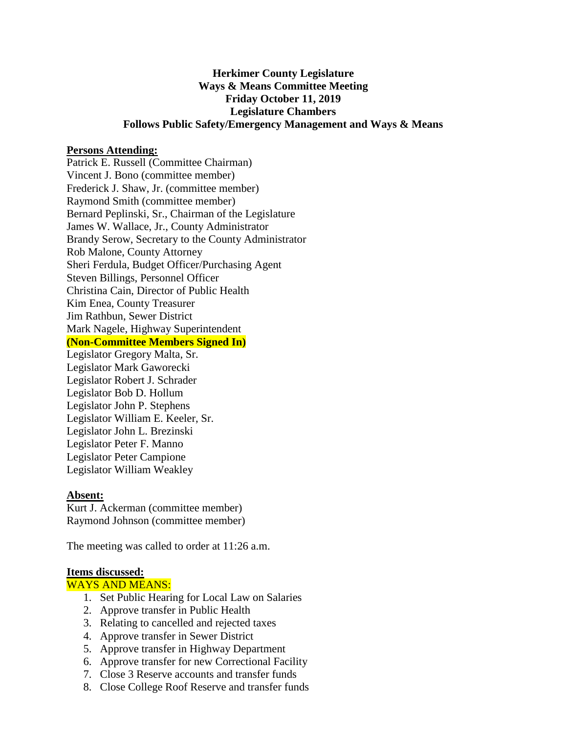**Herkimer County Legislature**
**Ways & Means Committee Meeting**
**Friday October 11, 2019**
**Legislature Chambers**
**Follows Public Safety/Emergency Management and Ways & Means**

**Persons Attending:**

Patrick E. Russell (Committee Chairman)
Vincent J. Bono (committee member)
Frederick J. Shaw, Jr. (committee member)
Raymond Smith (committee member)
Bernard Peplinski, Sr., Chairman of the Legislature
James W. Wallace, Jr., County Administrator
Brandy Serow, Secretary to the County Administrator
Rob Malone, County Attorney
Sheri Ferdula, Budget Officer/Purchasing Agent
Steven Billings, Personnel Officer
Christina Cain, Director of Public Health
Kim Enea, County Treasurer
Jim Rathbun, Sewer District
Mark Nagele, Highway Superintendent
**(Non-Committee Members Signed In)**
Legislator Gregory Malta, Sr.
Legislator Mark Gaworecki
Legislator Robert J. Schrader
Legislator Bob D. Hollum
Legislator John P. Stephens
Legislator William E. Keeler, Sr.
Legislator John L. Brezinski
Legislator Peter F. Manno
Legislator Peter Campione
Legislator William Weakley

**Absent:**

Kurt J. Ackerman (committee member)
Raymond Johnson (committee member)

The meeting was called to order at 11:26 a.m.

**Items discussed:**

WAYS AND MEANS:

1. Set Public Hearing for Local Law on Salaries
2. Approve transfer in Public Health
3. Relating to cancelled and rejected taxes
4. Approve transfer in Sewer District
5. Approve transfer in Highway Department
6. Approve transfer for new Correctional Facility
7. Close 3 Reserve accounts and transfer funds
8. Close College Roof Reserve and transfer funds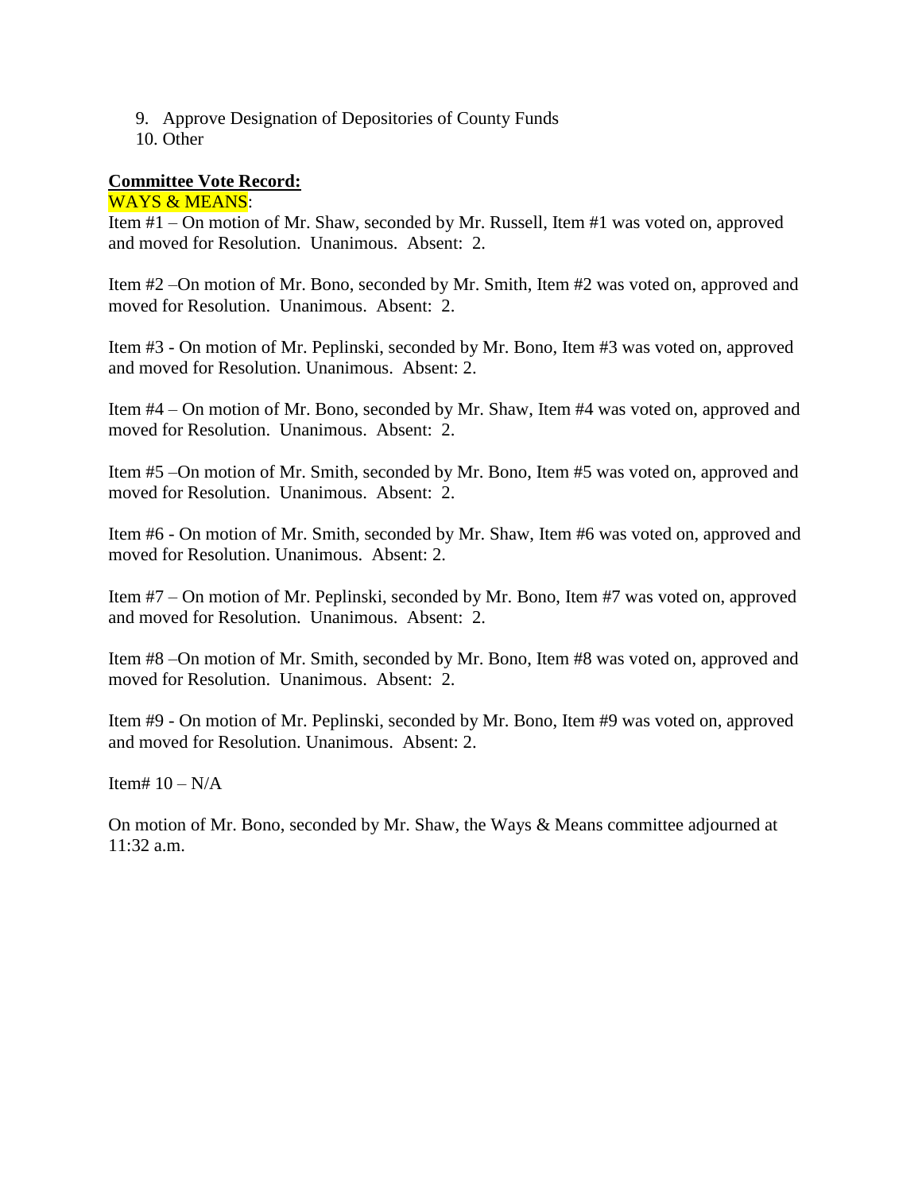9. Approve Designation of Depositories of County Funds
10. Other

**Committee Vote Record:**

WAYS & MEANS:

Item #1 – On motion of Mr. Shaw, seconded by Mr. Russell, Item #1 was voted on, approved and moved for Resolution. Unanimous. Absent: 2.

Item #2 –On motion of Mr. Bono, seconded by Mr. Smith, Item #2 was voted on, approved and moved for Resolution. Unanimous. Absent: 2.

Item #3 - On motion of Mr. Peplinski, seconded by Mr. Bono, Item #3 was voted on, approved and moved for Resolution. Unanimous. Absent: 2.

Item #4 – On motion of Mr. Bono, seconded by Mr. Shaw, Item #4 was voted on, approved and moved for Resolution. Unanimous. Absent: 2.

Item #5 –On motion of Mr. Smith, seconded by Mr. Bono, Item #5 was voted on, approved and moved for Resolution. Unanimous. Absent: 2.

Item #6 - On motion of Mr. Smith, seconded by Mr. Shaw, Item #6 was voted on, approved and moved for Resolution. Unanimous. Absent: 2.

Item #7 – On motion of Mr. Peplinski, seconded by Mr. Bono, Item #7 was voted on, approved and moved for Resolution. Unanimous. Absent: 2.

Item #8 –On motion of Mr. Smith, seconded by Mr. Bono, Item #8 was voted on, approved and moved for Resolution. Unanimous. Absent: 2.

Item #9 - On motion of Mr. Peplinski, seconded by Mr. Bono, Item #9 was voted on, approved and moved for Resolution. Unanimous. Absent: 2.

Item# 10 – N/A

On motion of Mr. Bono, seconded by Mr. Shaw, the Ways & Means committee adjourned at 11:32 a.m.